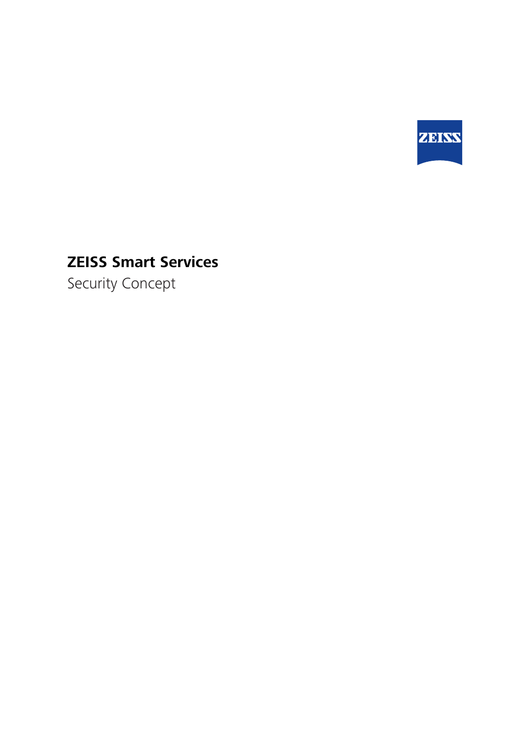# ZEISS Smart Services

Security Concept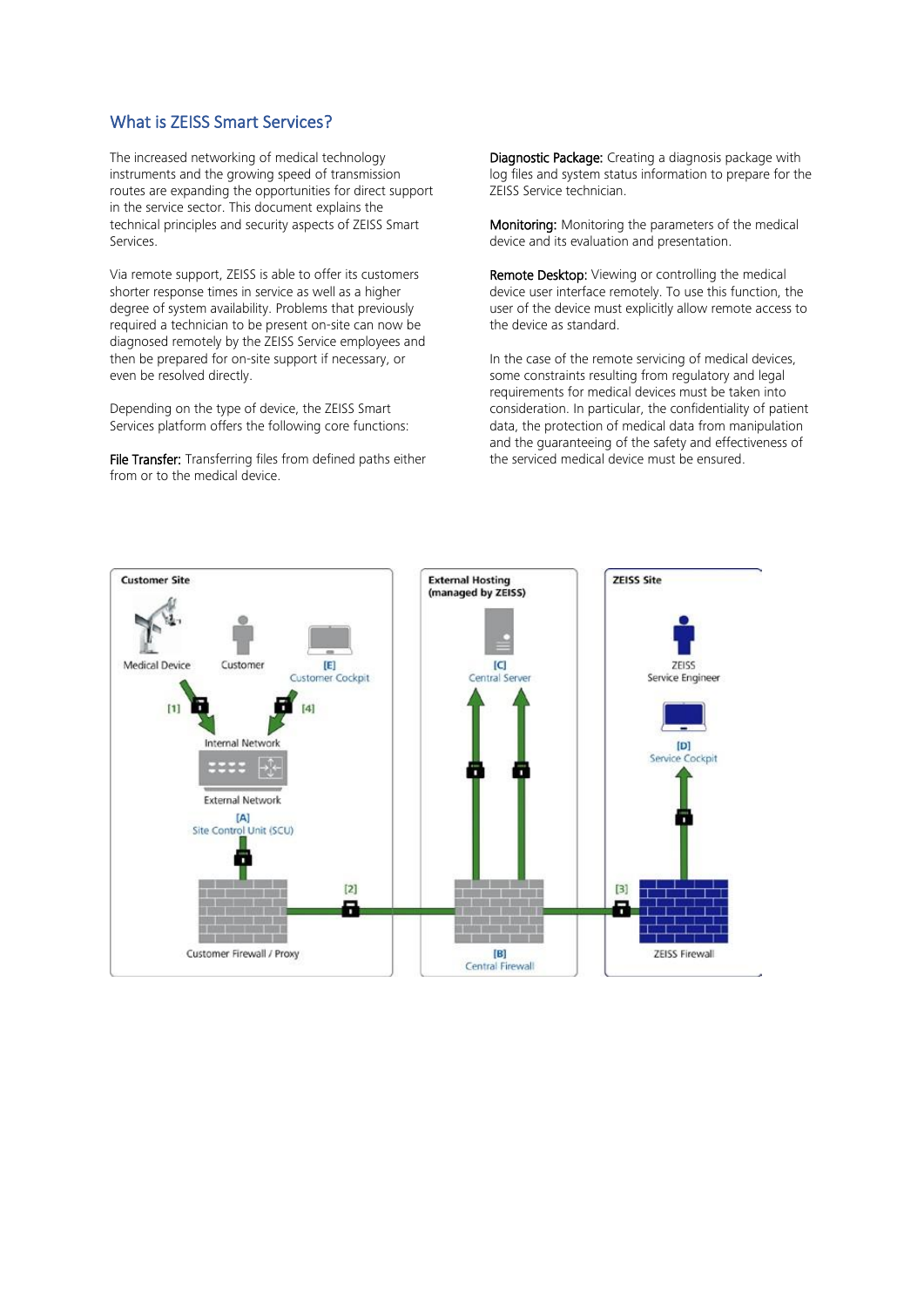## What is ZEISS Smart Services?

The increased networking of medical technology instruments and the growing speed of transmission routes are expanding the opportunities for direct support in the service sector. This document explains the technical principles and security aspects of ZEISS Smart Services.

Via remote support, ZEISS is able to offer its customers shorter response times in service as well as a higher degree of system availability. Problems that previously required a technician to be present on-site can now be diagnosed remotely by the ZEISS Service employees and then be prepared for on-site support if necessary, or even be resolved directly.

Depending on the type of device, the ZEISS Smart Services platform offers the following core functions:

File Transfer: Transferring files from defined paths either from or to the medical device.

Diagnostic Package: Creating a diagnosis package with log files and system status information to prepare for the ZEISS Service technician.

Monitoring: Monitoring the parameters of the medical device and its evaluation and presentation.

Remote Desktop: Viewing or controlling the medical device user interface remotely. To use this function, the user of the device must explicitly allow remote access to the device as standard.

In the case of the remote servicing of medical devices, some constraints resulting from regulatory and legal requirements for medical devices must be taken into consideration. In particular, the confidentiality of patient data, the protection of medical data from manipulation and the guaranteeing of the safety and effectiveness of the serviced medical device must be ensured.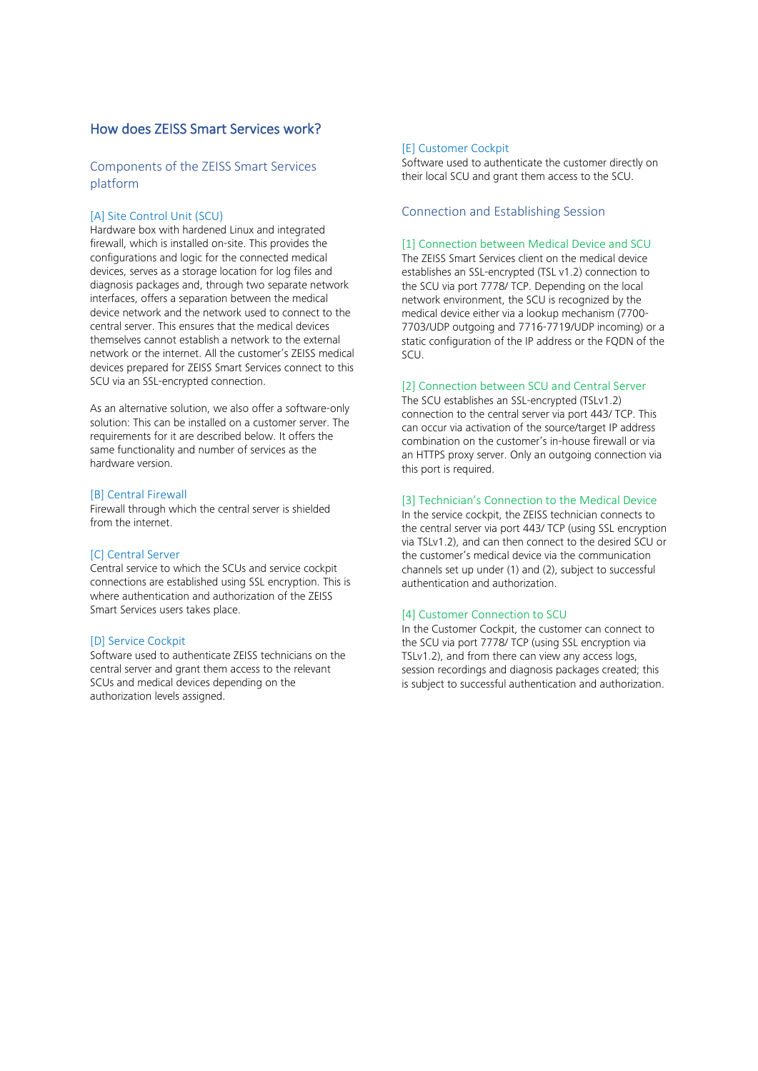## How does ZEISS Smart Services work?

### Components of the ZEISS Smart Services platform

#### [A] Site Control Unit (SCU)

Hardware box with hardened Linux and integrated firewall, which is installed on-site. This provides the configurations and logic for the connected medical devices, serves as a storage location for log files and diagnosis packages and, through two separate network interfaces, offers a separation between the medical device network and the network used to connect to the central server. This ensures that the medical devices themselves cannot establish a network to the external network or the internet. All the customer's ZEISS medical devices prepared for ZEISS Smart Services connect to this SCU via an SSL-encrypted connection.

As an alternative solution, we also offer a software-only solution: This can be installed on a customer server. The requirements for it are described below. It offers the same functionality and number of services as the hardware version.

#### [B] Central Firewall

Firewall through which the central server is shielded from the internet.

#### [C] Central Server

Central service to which the SCUs and service cockpit connections are established using SSL encryption. This is where authentication and authorization of the ZEISS Smart Services users takes place.

#### [D] Service Cockpit

Software used to authenticate ZEISS technicians on the central server and grant them access to the relevant SCUs and medical devices depending on the authorization levels assigned.

#### [E] Customer Cockpit

Software used to authenticate the customer directly on their local SCU and grant them access to the SCU.

### Connection and Establishing Session

#### [1] Connection between Medical Device and SCU

The ZEISS Smart Services client on the medical device establishes an SSL-encrypted (TSL v1.2) connection to the SCU via port 7778/ TCP. Depending on the local network environment, the SCU is recognized by the medical device either via a lookup mechanism (7700-7703/UDP outgoing and 7716-7719/UDP incoming) or a static configuration of the IP address or the FQDN of the SCU.

#### [2] Connection between SCU and Central Server

The SCU establishes an SSL-encrypted (TSLv1.2) connection to the central server via port 443/ TCP. This can occur via activation of the source/target IP address combination on the customer's in-house firewall or via an HTTPS proxy server. Only an outgoing connection via this port is required.

#### [3] Technician's Connection to the Medical Device

In the service cockpit, the ZEISS technician connects to the central server via port 443/ TCP (using SSL encryption via TSLv1.2), and can then connect to the desired SCU or the customer's medical device via the communication channels set up under (1) and (2), subject to successful authentication and authorization.

#### [4] Customer Connection to SCU

In the Customer Cockpit, the customer can connect to the SCU via port 7778/ TCP (using SSL encryption via TSLv1.2), and from there can view any access logs, session recordings and diagnosis packages created; this is subject to successful authentication and authorization.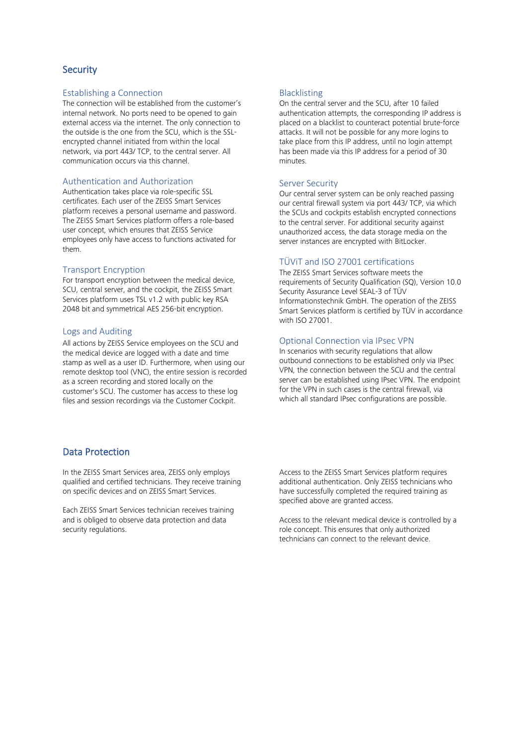## Security

### Establishing a Connection

The connection will be established from the customer's internal network. No ports need to be opened to gain external access via the internet. The only connection to the outside is the one from the SCU, which is the SSL-encrypted channel initiated from within the local network, via port 443/ TCP, to the central server. All communication occurs via this channel.

### Authentication and Authorization

Authentication takes place via role-specific SSL certificates. Each user of the ZEISS Smart Services platform receives a personal username and password. The ZEISS Smart Services platform offers a role-based user concept, which ensures that ZEISS Service employees only have access to functions activated for them.

### Transport Encryption

For transport encryption between the medical device, SCU, central server, and the cockpit, the ZEISS Smart Services platform uses TSL v1.2 with public key RSA 2048 bit and symmetrical AES 256-bit encryption.

### Logs and Auditing

All actions by ZEISS Service employees on the SCU and the medical device are logged with a date and time stamp as well as a user ID. Furthermore, when using our remote desktop tool (VNC), the entire session is recorded as a screen recording and stored locally on the customer's SCU. The customer has access to these log files and session recordings via the Customer Cockpit.

### Blacklisting

On the central server and the SCU, after 10 failed authentication attempts, the corresponding IP address is placed on a blacklist to counteract potential brute-force attacks. It will not be possible for any more logins to take place from this IP address, until no login attempt has been made via this IP address for a period of 30 minutes.

### Server Security

Our central server system can be only reached passing our central firewall system via port 443/ TCP, via which the SCUs and cockpits establish encrypted connections to the central server. For additional security against unauthorized access, the data storage media on the server instances are encrypted with BitLocker.

### TÜViT and ISO 27001 certifications

The ZEISS Smart Services software meets the requirements of Security Qualification (SQ), Version 10.0 Security Assurance Level SEAL-3 of TÜV Informationstechnik GmbH. The operation of the ZEISS Smart Services platform is certified by TÜV in accordance with ISO 27001.

### Optional Connection via IPsec VPN

In scenarios with security regulations that allow outbound connections to be established only via IPsec VPN, the connection between the SCU and the central server can be established using IPsec VPN. The endpoint for the VPN in such cases is the central firewall, via which all standard IPsec configurations are possible.

## Data Protection

In the ZEISS Smart Services area, ZEISS only employs qualified and certified technicians. They receive training on specific devices and on ZEISS Smart Services.

Each ZEISS Smart Services technician receives training and is obliged to observe data protection and data security regulations.

Access to the ZEISS Smart Services platform requires additional authentication. Only ZEISS technicians who have successfully completed the required training as specified above are granted access.

Access to the relevant medical device is controlled by a role concept. This ensures that only authorized technicians can connect to the relevant device.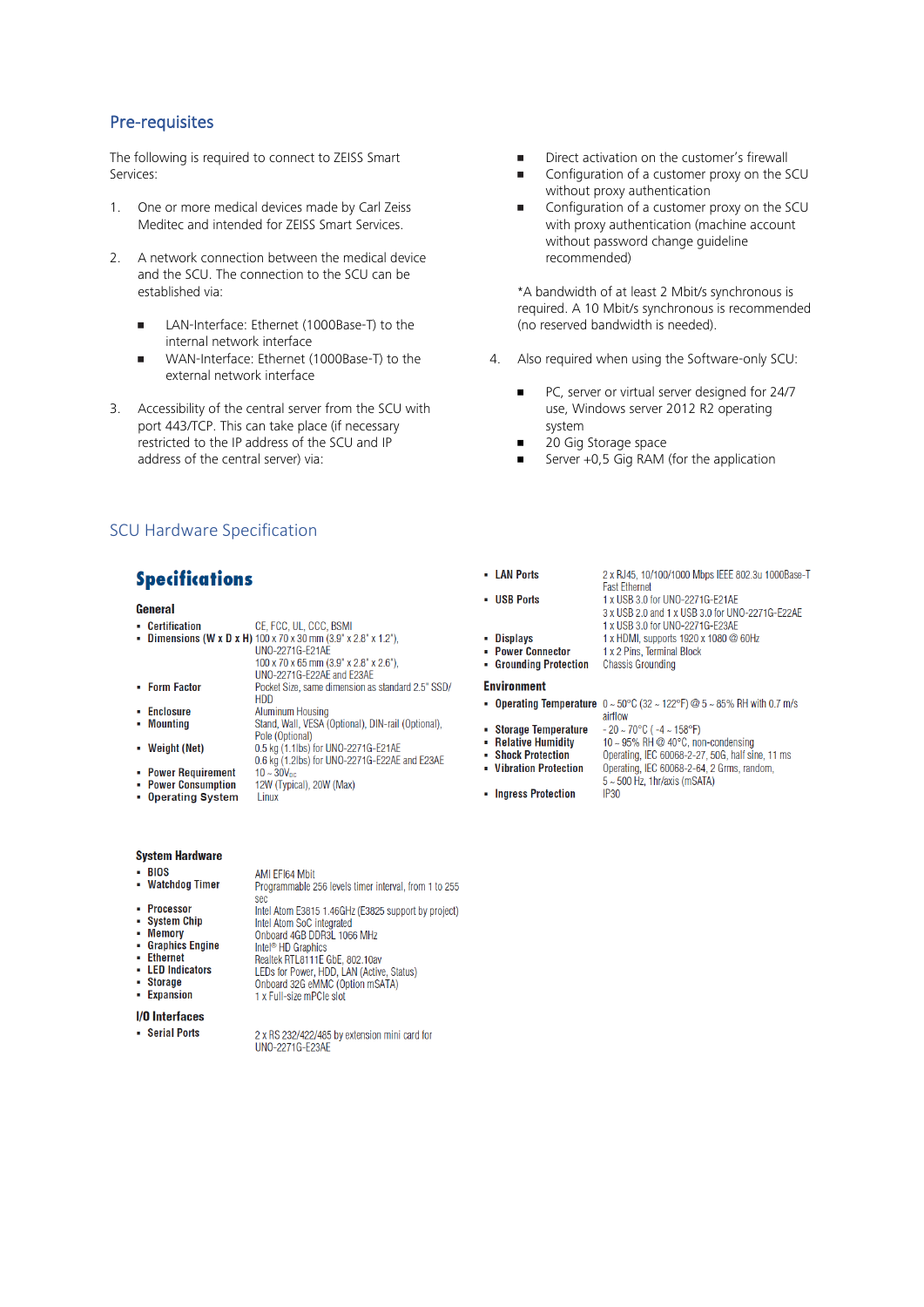## Pre-requisites

The following is required to connect to ZEISS Smart Services:

1. One or more medical devices made by Carl Zeiss Meditec and intended for ZEISS Smart Services.

2. A network connection between the medical device and the SCU. The connection to the SCU can be established via:

   - LAN-Interface: Ethernet (1000Base-T) to the internal network interface
   - WAN-Interface: Ethernet (1000Base-T) to the external network interface

3. Accessibility of the central server from the SCU with port 443/TCP. This can take place (if necessary restricted to the IP address of the SCU and IP address of the central server) via:

   - Direct activation on the customer's firewall
   - Configuration of a customer proxy on the SCU without proxy authentication
   - Configuration of a customer proxy on the SCU with proxy authentication (machine account without password change guideline recommended)

   *A bandwidth of at least 2 Mbit/s synchronous is required. A 10 Mbit/s synchronous is recommended (no reserved bandwidth is needed).

4. Also required when using the Software-only SCU:

   - PC, server or virtual server designed for 24/7 use, Windows server 2012 R2 operating system
   - 20 Gig Storage space
   - Server +0,5 Gig RAM (for the application

## SCU Hardware Specification

### Specifications

**General**

- **Certification** CE, FCC, UL, CCC, BSMI
- **Dimensions (W x D x H)** 100 x 70 x 30 mm (3.9" x 2.8" x 1.2"), UNO-2271G-E21AE; 100 x 70 x 65 mm (3.9" x 2.8" x 2.6"), UNO-2271G-E22AE and E23AE
- **Form Factor** Pocket Size, same dimension as standard 2.5" SSD/HDD
- **Enclosure** Aluminum Housing
- **Mounting** Stand, Wall, VESA (Optional), DIN-rail (Optional), Pole (Optional)
- **Weight (Net)** 0.5 kg (1.1lbs) for UNO-2271G-E21AE; 0.6 kg (1.2lbs) for UNO-2271G-E22AE and E23AE
- **Power Requirement** 10 ~ 30V$_{DC}$
- **Power Consumption** 12W (Typical), 20W (Max)
- **Operating System** Linux

**System Hardware**

- **BIOS** AMI EFI64 Mbit
- **Watchdog Timer** Programmable 256 levels timer interval, from 1 to 255 sec
- **Processor** Intel Atom E3815 1.46GHz (E3825 support by project)
- **System Chip** Intel Atom SoC integrated
- **Memory** Onboard 4GB DDR3L 1066 MHz
- **Graphics Engine** Intel® HD Graphics
- **Ethernet** Realtek RTL8111E GbE, 802.10av
- **LED Indicators** LEDs for Power, HDD, LAN (Active, Status)
- **Storage** Onboard 32G eMMC (Option mSATA)
- **Expansion** 1 x Full-size mPCIe slot

**I/O Interfaces**

- **Serial Ports** 2 x RS 232/422/485 by extension mini card for UNO-2271G-E23AE
- **LAN Ports** 2 x RJ45, 10/100/1000 Mbps IEEE 802.3u 1000Base-T Fast Ethernet
- **USB Ports** 1 x USB 3.0 for UNO-2271G-E21AE; 3 x USB 2.0 and 1 x USB 3.0 for UNO-2271G-E22AE; 1 x USB 3.0 for UNO-2271G-E23AE
- **Displays** 1 x HDMI, supports 1920 x 1080 @ 60Hz
- **Power Connector** 1 x 2 Pins, Terminal Block
- **Grounding Protection** Chassis Grounding

**Environment**

- **Operating Temperature** 0 ~ 50°C (32 ~ 122°F) @ 5 ~ 85% RH with 0.7 m/s airflow
- **Storage Temperature** - 20 ~ 70°C ( -4 ~ 158°F)
- **Relative Humidity** 10 ~ 95% RH @ 40°C, non-condensing
- **Shock Protection** Operating, IEC 60068-2-27, 50G, half sine, 11 ms
- **Vibration Protection** Operating, IEC 60068-2-64, 2 Grms, random, 5 ~ 500 Hz, 1hr/axis (mSATA)
- **Ingress Protection** IP30